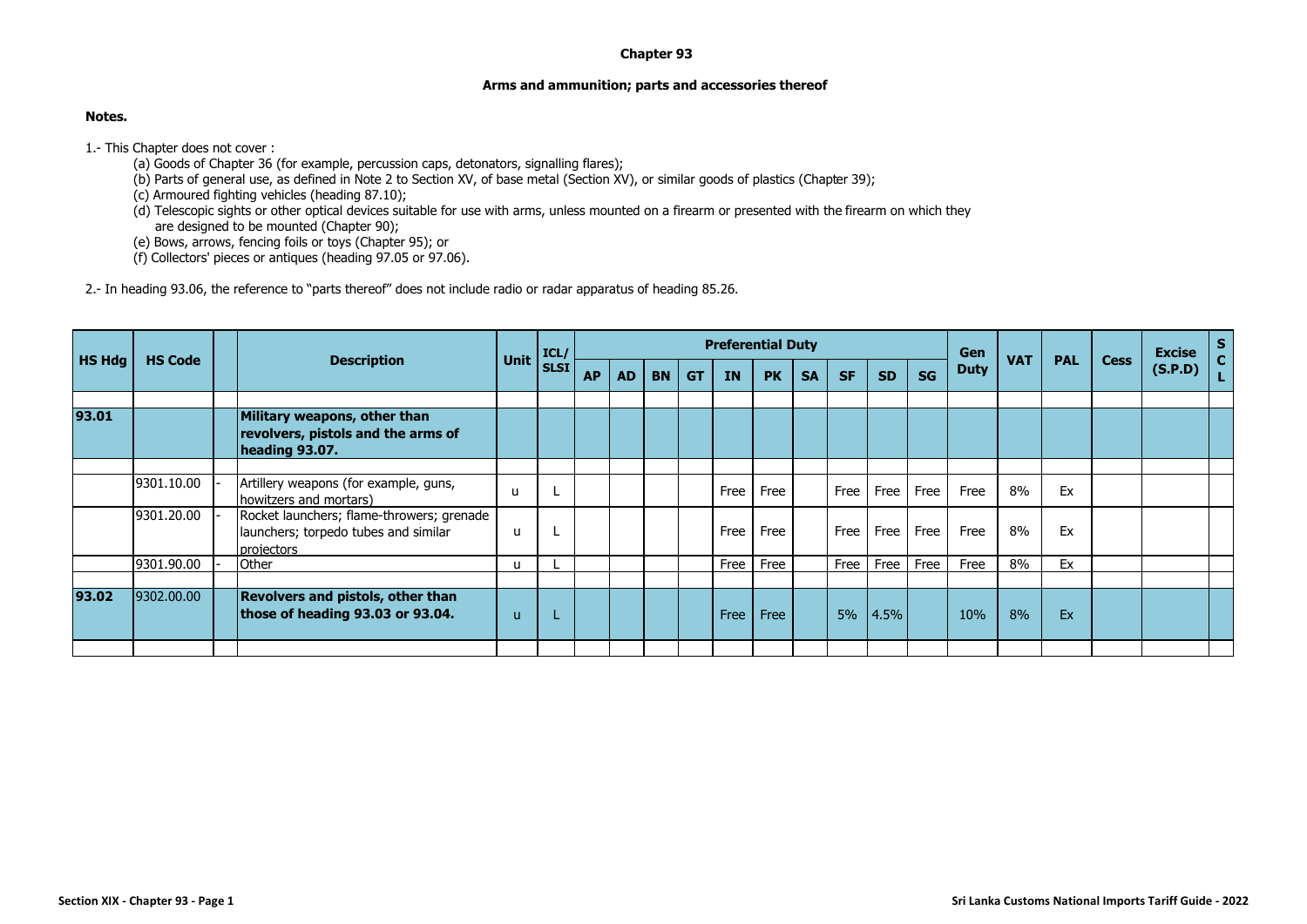# Chapter 93

## Arms and ammunition; parts and accessories thereof

**Notes.**

1.- This Chapter does not cover :

(a) Goods of Chapter 36 (for example, percussion caps, detonators, signalling flares);

(b) Parts of general use, as defined in Note 2 to Section XV, of base metal (Section XV), or similar goods of plastics (Chapter 39);

(c) Armoured fighting vehicles (heading 87.10);

(d) Telescopic sights or other optical devices suitable for use with arms, unless mounted on a firearm or presented with the firearm on which they are designed to be mounted (Chapter 90);

(e) Bows, arrows, fencing foils or toys (Chapter 95); or

(f) Collectors' pieces or antiques (heading 97.05 or 97.06).

2.- In heading 93.06, the reference to "parts thereof" does not include radio or radar apparatus of heading 85.26.

| HS Hdg | HS Code | | Description | Unit | ICL/ SLSI | Preferential Duty | | | | | | | | | | Gen Duty | VAT | PAL | Cess | Excise (S.P.D) | SCL |
|---|---|---|---|---|---|---|---|---|---|---|---|---|---|---|---|---|---|---|---|---|---|
| | | | | | | AP | AD | BN | GT | IN | PK | SA | SF | SD | SG | | | | | | |
| **93.01** | | | **Military weapons, other than revolvers, pistols and the arms of heading 93.07.** | | | | | | | | | | | | | | | | | | |
| | 9301.10.00 | - | Artillery weapons (for example, guns, howitzers and mortars) | u | L | | | | | Free | Free | | Free | Free | Free | Free | 8% | Ex | | | |
| | 9301.20.00 | - | Rocket launchers; flame-throwers; grenade launchers; torpedo tubes and similar projectors | u | L | | | | | Free | Free | | Free | Free | Free | Free | 8% | Ex | | | |
| | 9301.90.00 | - | Other | u | L | | | | | Free | Free | | Free | Free | Free | Free | 8% | Ex | | | |
| **93.02** | 9302.00.00 | | **Revolvers and pistols, other than those of heading 93.03 or 93.04.** | u | L | | | | | Free | Free | | 5% | 4.5% | | 10% | 8% | Ex | | | |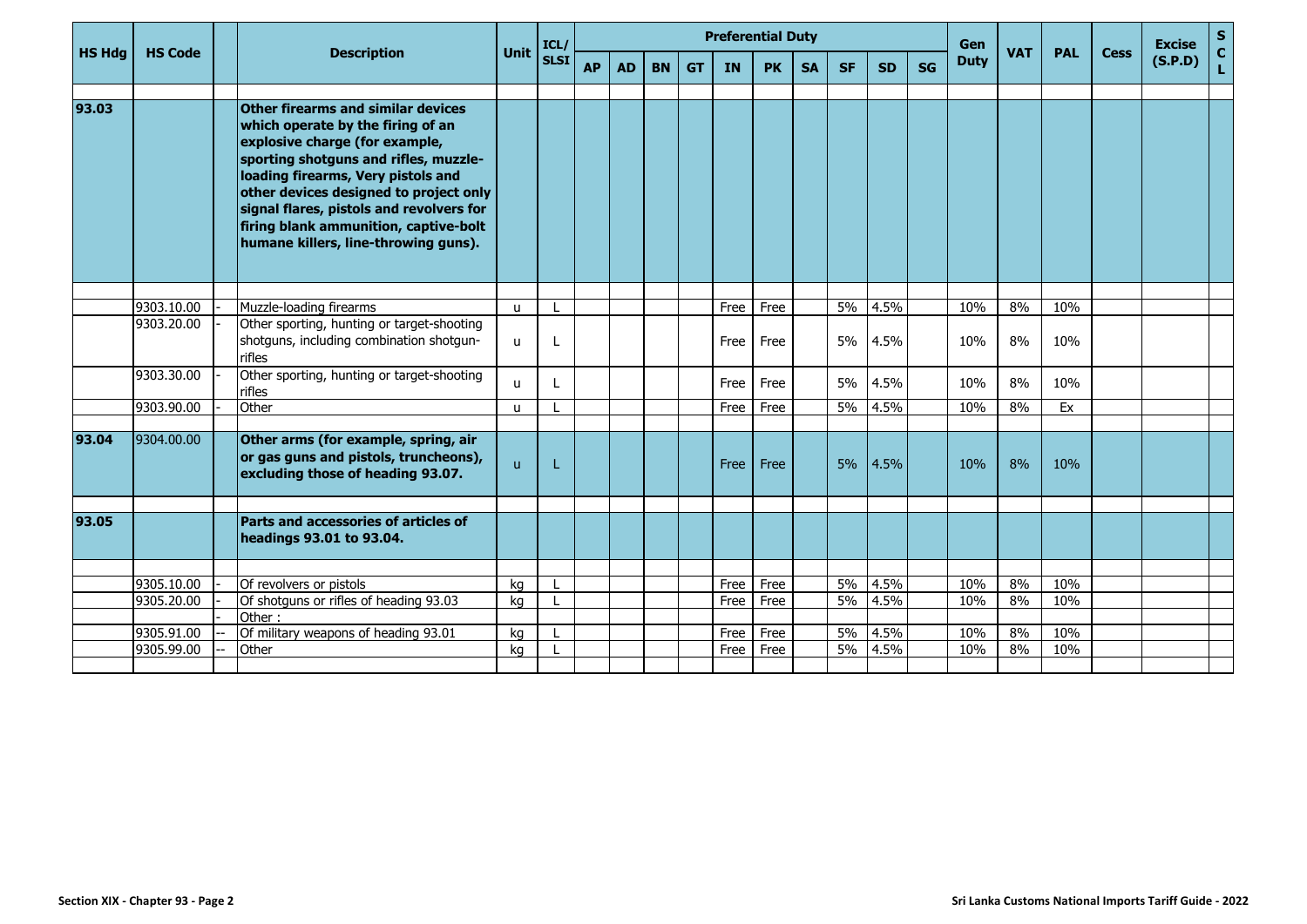| HS Hdg | HS Code | | Description | Unit | ICL/ SLSI | Preferential Duty | | | | | | | | | | Gen Duty | VAT | PAL | Cess | Excise (S.P.D) | S C L |
|---|---|---|---|---|---|---|---|---|---|---|---|---|---|---|---|---|---|---|---|---|---|
| | | | | | | AP | AD | BN | GT | IN | PK | SA | SF | SD | SG | | | | | | |
| 93.03 | | | **Other firearms and similar devices which operate by the firing of an explosive charge (for example, sporting shotguns and rifles, muzzle-loading firearms, Very pistols and other devices designed to project only signal flares, pistols and revolvers for firing blank ammunition, captive-bolt humane killers, line-throwing guns).** | | | | | | | | | | | | | | | | | | |
| | 9303.10.00 | - | Muzzle-loading firearms | u | L | | | | | Free | Free | | 5% | 4.5% | | 10% | 8% | 10% | | | |
| | 9303.20.00 | - | Other sporting, hunting or target-shooting shotguns, including combination shotgun-rifles | u | L | | | | | Free | Free | | 5% | 4.5% | | 10% | 8% | 10% | | | |
| | 9303.30.00 | - | Other sporting, hunting or target-shooting rifles | u | L | | | | | Free | Free | | 5% | 4.5% | | 10% | 8% | 10% | | | |
| | 9303.90.00 | - | Other | u | L | | | | | Free | Free | | 5% | 4.5% | | 10% | 8% | Ex | | | |
| 93.04 | 9304.00.00 | | **Other arms (for example, spring, air or gas guns and pistols, truncheons), excluding those of heading 93.07.** | u | L | | | | | Free | Free | | 5% | 4.5% | | 10% | 8% | 10% | | | |
| 93.05 | | | **Parts and accessories of articles of headings 93.01 to 93.04.** | | | | | | | | | | | | | | | | | | |
| | 9305.10.00 | - | Of revolvers or pistols | kg | L | | | | | Free | Free | | 5% | 4.5% | | 10% | 8% | 10% | | | |
| | 9305.20.00 | - | Of shotguns or rifles of heading 93.03 | kg | L | | | | | Free | Free | | 5% | 4.5% | | 10% | 8% | 10% | | | |
| | | - | Other : | | | | | | | | | | | | | | | | | | |
| | 9305.91.00 | -- | Of military weapons of heading 93.01 | kg | L | | | | | Free | Free | | 5% | 4.5% | | 10% | 8% | 10% | | | |
| | 9305.99.00 | -- | Other | kg | L | | | | | Free | Free | | 5% | 4.5% | | 10% | 8% | 10% | | | |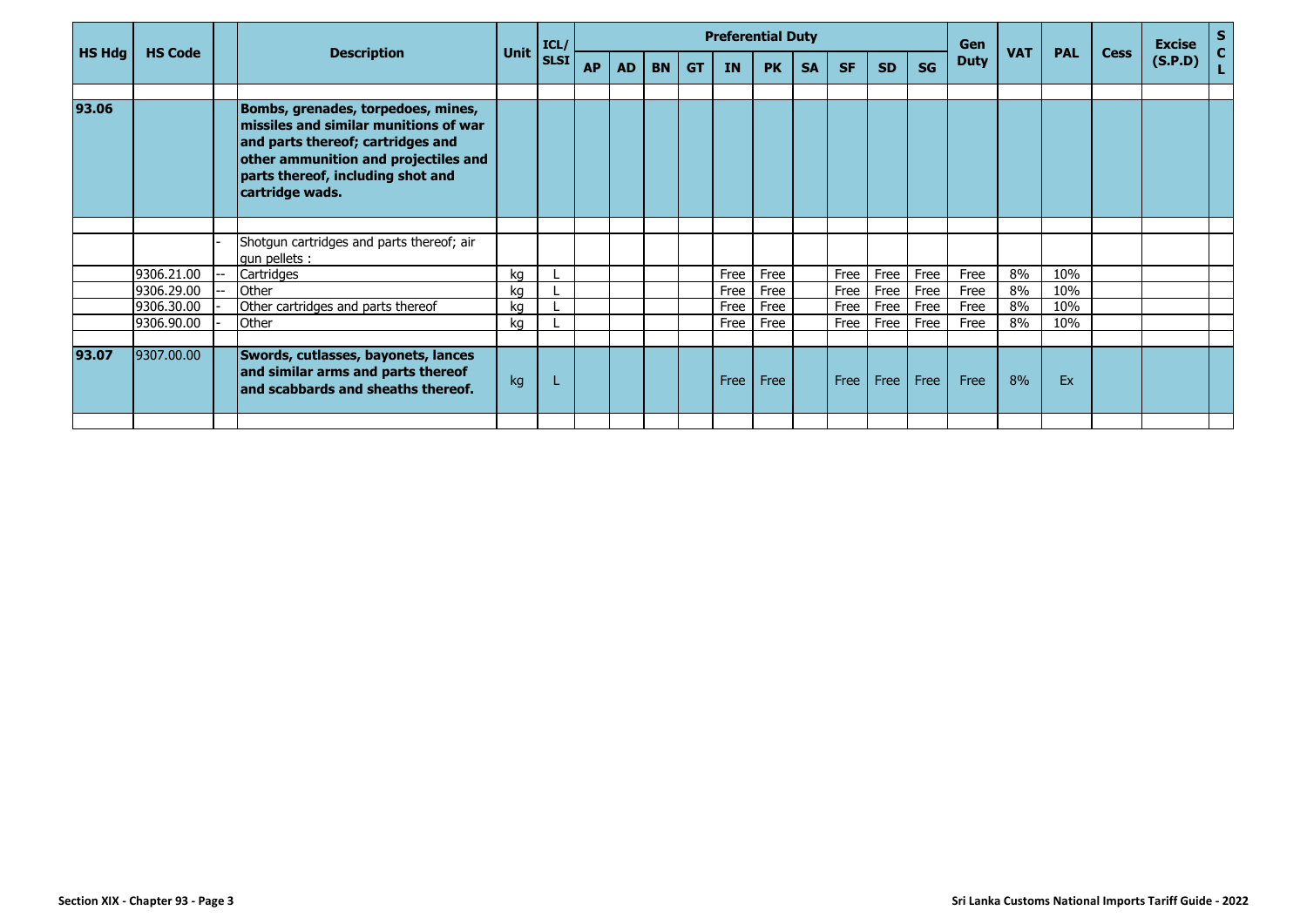| HS Hdg | HS Code | | Description | Unit | ICL/ SLSI | Preferential Duty | | | | | | | | | | Gen Duty | VAT | PAL | Cess | Excise (S.P.D) | S C L |
|---|---|---|---|---|---|---|---|---|---|---|---|---|---|---|---|---|---|---|---|---|---|
| | | | | | | AP | AD | BN | GT | IN | PK | SA | SF | SD | SG | | | | | | |
| **93.06** | | | **Bombs, grenades, torpedoes, mines, missiles and similar munitions of war and parts thereof; cartridges and other ammunition and projectiles and parts thereof, including shot and cartridge wads.** | | | | | | | | | | | | | | | | | | |
| | | - | Shotgun cartridges and parts thereof; air gun pellets : | | | | | | | | | | | | | | | | | | |
| | 9306.21.00 | -- | Cartridges | kg | L | | | | | Free | Free | | Free | Free | Free | Free | 8% | 10% | | | |
| | 9306.29.00 | -- | Other | kg | L | | | | | Free | Free | | Free | Free | Free | Free | 8% | 10% | | | |
| | 9306.30.00 | - | Other cartridges and parts thereof | kg | L | | | | | Free | Free | | Free | Free | Free | Free | 8% | 10% | | | |
| | 9306.90.00 | - | Other | kg | L | | | | | Free | Free | | Free | Free | Free | Free | 8% | 10% | | | |
| **93.07** | 9307.00.00 | | **Swords, cutlasses, bayonets, lances and similar arms and parts thereof and scabbards and sheaths thereof.** | kg | L | | | | | Free | Free | | Free | Free | Free | Free | 8% | Ex | | | |